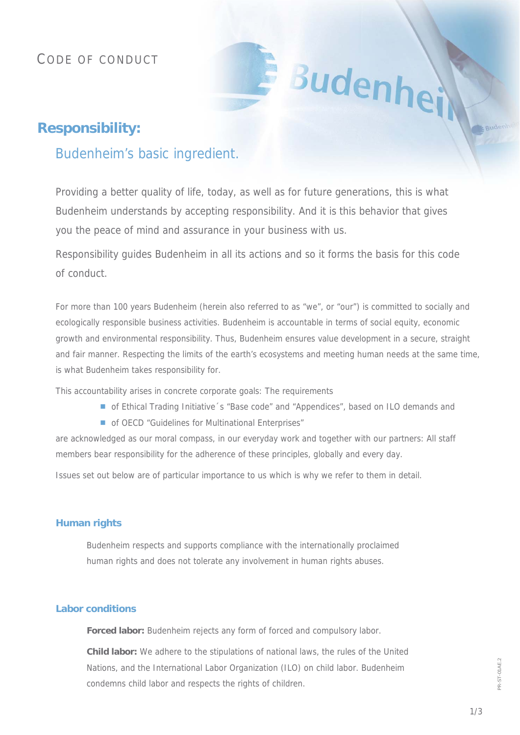# CODE OF CONDUCT

## Responsibility:

### Budenheim's basic ingredient.

Providing a better quality of life, today, as well as for future generations, this is what Budenheim understands by accepting responsibility. And it is this behavior that gives you the peace of mind and assurance in your business with us.

Responsibility guides Budenheim in all its actions and so it forms the basis for this code of conduct.

For more than 100 years Budenheim (herein also referred to as "we", or "our") is committed to socially and ecologically responsible business activities. Budenheim is accountable in terms of social equity, economic growth and environmental responsibility. Thus, Budenheim ensures value development in a secure, straight and fair manner. Respecting the limits of the earth's ecosystems and meeting human needs at the same time, is what Budenheim takes responsibility for.

This accountability arises in concrete corporate goals: The requirements

- of Ethical Trading Initiative´s "Base code" and "Appendices", based on ILO demands and
- of OECD "Guidelines for Multinational Enterprises"

are acknowledged as our moral compass, in our everyday work and together with our partners: All staff members bear responsibility for the adherence of these principles, globally and every day.

Issues set out below are of particular importance to us which is why we refer to them in detail.

#### Human rights

Budenheim respects and supports compliance with the internationally proclaimed human rights and does not tolerate any involvement in human rights abuses.

#### Labor conditions

**Forced labor:** Budenheim rejects any form of forced and compulsory labor.

**Child labor:** We adhere to the stipulations of national laws, the rules of the United Nations, and the International Labor Organization (ILO) on child labor. Budenheim condemns child labor and respects the rights of children.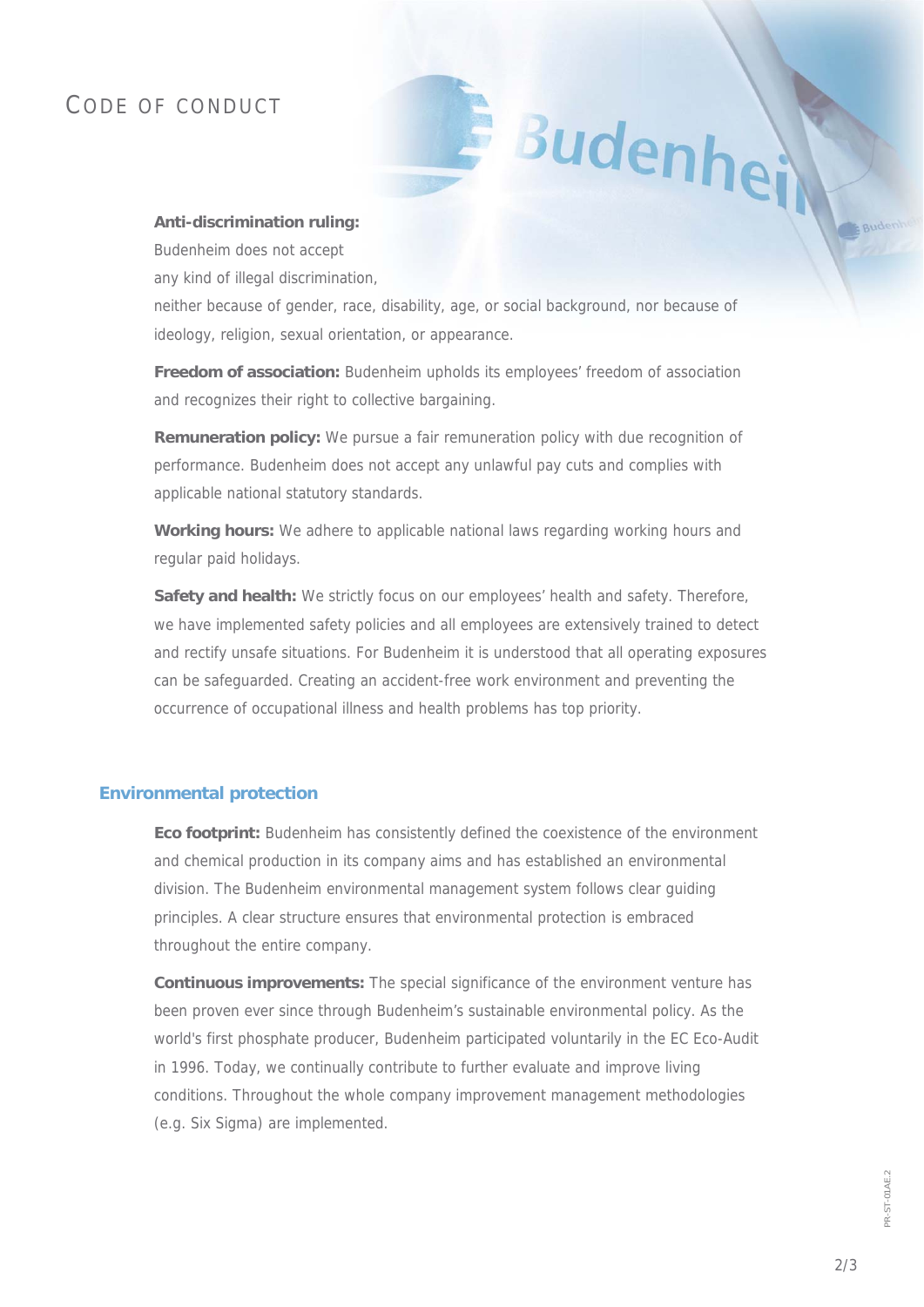# CODE OF CONDUCT

**Anti-discrimination ruling:** Budenheim does not accept any kind of illegal discrimination, neither because of gender, race, disability, age, or social background, nor because of ideology, religion, sexual orientation, or appearance.

**Freedom of association:** Budenheim upholds its employees' freedom of association and recognizes their right to collective bargaining.

**Remuneration policy:** We pursue a fair remuneration policy with due recognition of performance. Budenheim does not accept any unlawful pay cuts and complies with applicable national statutory standards.

**Working hours:** We adhere to applicable national laws regarding working hours and regular paid holidays.

**Safety and health:** We strictly focus on our employees' health and safety. Therefore, we have implemented safety policies and all employees are extensively trained to detect and rectify unsafe situations. For Budenheim it is understood that all operating exposures can be safeguarded. Creating an accident-free work environment and preventing the occurrence of occupational illness and health problems has top priority.

## Environmental protection

**Eco footprint:** Budenheim has consistently defined the coexistence of the environment and chemical production in its company aims and has established an environmental division. The Budenheim environmental management system follows clear guiding principles. A clear structure ensures that environmental protection is embraced throughout the entire company.

**Continuous improvements:** The special significance of the environment venture has been proven ever since through Budenheim's sustainable environmental policy. As the world's first phosphate producer, Budenheim participated voluntarily in the EC Eco-Audit in 1996. Today, we continually contribute to further evaluate and improve living conditions. Throughout the whole company improvement management methodologies (e.g. Six Sigma) are implemented.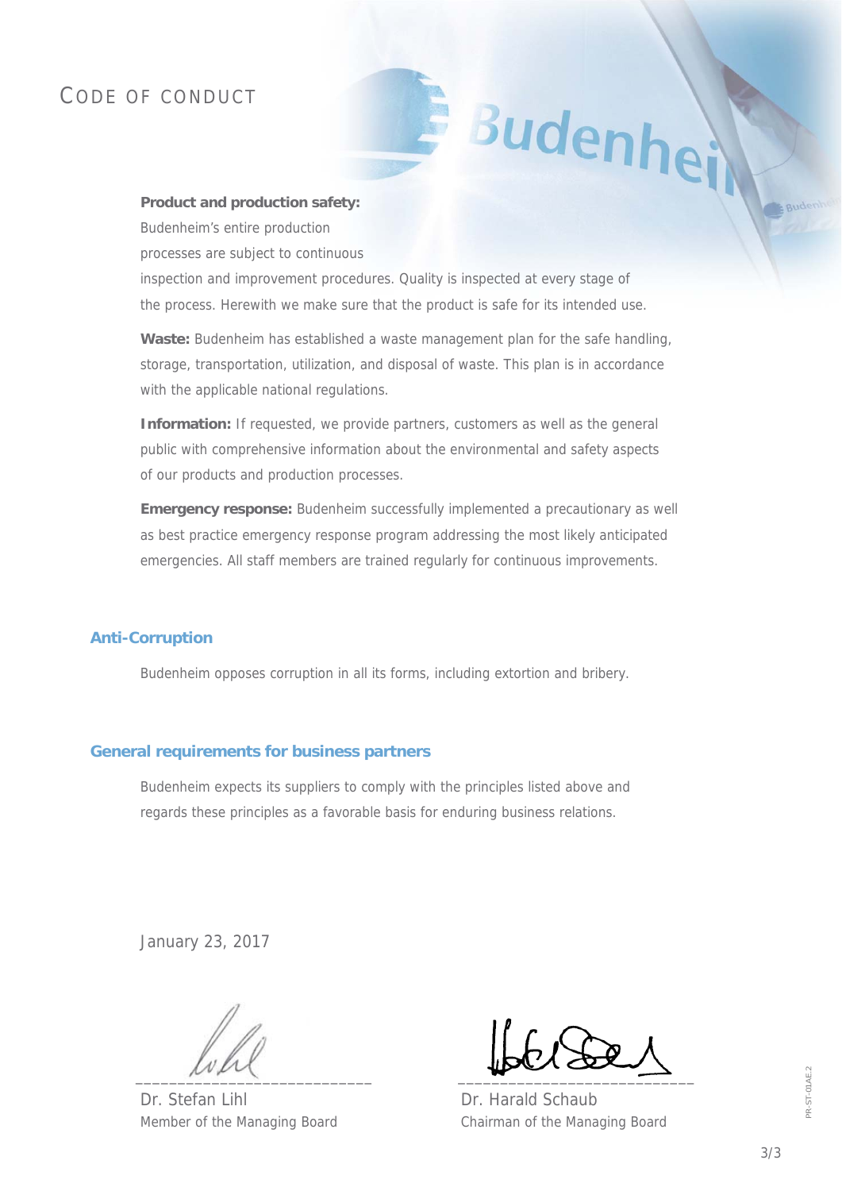# CODE OF CONDUCT

**Product and production safety:** Budenheim's entire production processes are subject to continuous inspection and improvement procedures. Quality is inspected at every stage of the process. Herewith we make sure that the product is safe for its intended use.

**Waste:** Budenheim has established a waste management plan for the safe handling, storage, transportation, utilization, and disposal of waste. This plan is in accordance with the applicable national regulations.

**Information:** If requested, we provide partners, customers as well as the general public with comprehensive information about the environmental and safety aspects of our products and production processes.

**Emergency response:** Budenheim successfully implemented a precautionary as well as best practice emergency response program addressing the most likely anticipated emergencies. All staff members are trained regularly for continuous improvements.

## Anti-Corruption

Budenheim opposes corruption in all its forms, including extortion and bribery.

## General requirements for business partners

Budenheim expects its suppliers to comply with the principles listed above and regards these principles as a favorable basis for enduring business relations.

January 23, 2017

| | |
|---|---|
| Dr. Stefan Lihl | Dr. Harald Schaub |
| Member of the Managing Board | Chairman of the Managing Board |

PR-ST-01AE.2